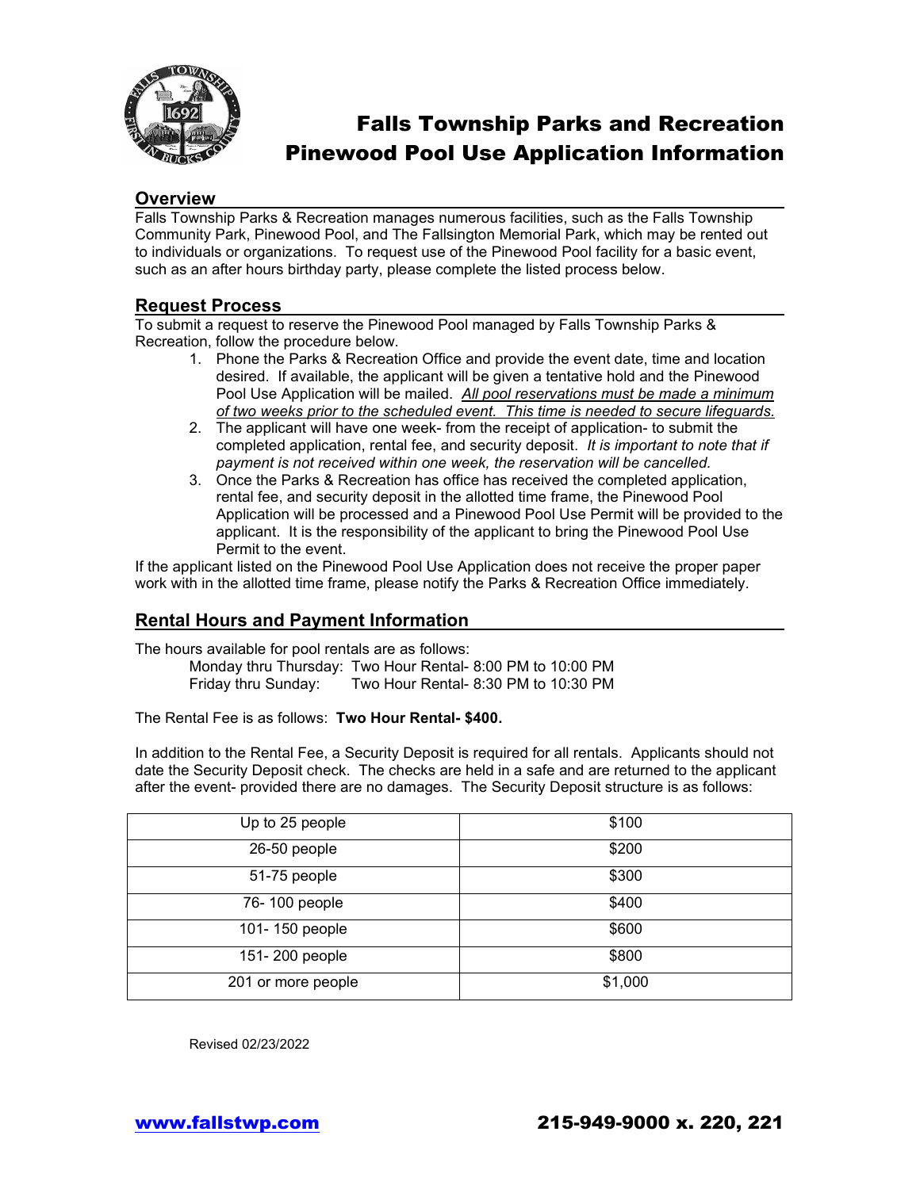# Falls Township Parks and Recreation
# Pinewood Pool Use Application Information

## Overview

Falls Township Parks & Recreation manages numerous facilities, such as the Falls Township Community Park, Pinewood Pool, and The Fallsington Memorial Park, which may be rented out to individuals or organizations. To request use of the Pinewood Pool facility for a basic event, such as an after hours birthday party, please complete the listed process below.

## Request Process

To submit a request to reserve the Pinewood Pool managed by Falls Township Parks & Recreation, follow the procedure below.

1. Phone the Parks & Recreation Office and provide the event date, time and location desired. If available, the applicant will be given a tentative hold and the Pinewood Pool Use Application will be mailed. *All pool reservations must be made a minimum of two weeks prior to the scheduled event. This time is needed to secure lifeguards.*
2. The applicant will have one week- from the receipt of application- to submit the completed application, rental fee, and security deposit. *It is important to note that if payment is not received within one week, the reservation will be cancelled.*
3. Once the Parks & Recreation has office has received the completed application, rental fee, and security deposit in the allotted time frame, the Pinewood Pool Application will be processed and a Pinewood Pool Use Permit will be provided to the applicant. It is the responsibility of the applicant to bring the Pinewood Pool Use Permit to the event.

If the applicant listed on the Pinewood Pool Use Application does not receive the proper paper work with in the allotted time frame, please notify the Parks & Recreation Office immediately.

## Rental Hours and Payment Information

The hours available for pool rentals are as follows:

Monday thru Thursday: Two Hour Rental- 8:00 PM to 10:00 PM
Friday thru Sunday: Two Hour Rental- 8:30 PM to 10:30 PM

The Rental Fee is as follows: **Two Hour Rental- $400.**

In addition to the Rental Fee, a Security Deposit is required for all rentals. Applicants should not date the Security Deposit check. The checks are held in a safe and are returned to the applicant after the event- provided there are no damages. The Security Deposit structure is as follows:

| Number of People | Security Deposit |
|---|---|
| Up to 25 people | $100 |
| 26-50 people | $200 |
| 51-75 people | $300 |
| 76- 100 people | $400 |
| 101- 150 people | $600 |
| 151- 200 people | $800 |
| 201 or more people | $1,000 |

Revised 02/23/2022

www.fallstwp.com 215-949-9000 x. 220, 221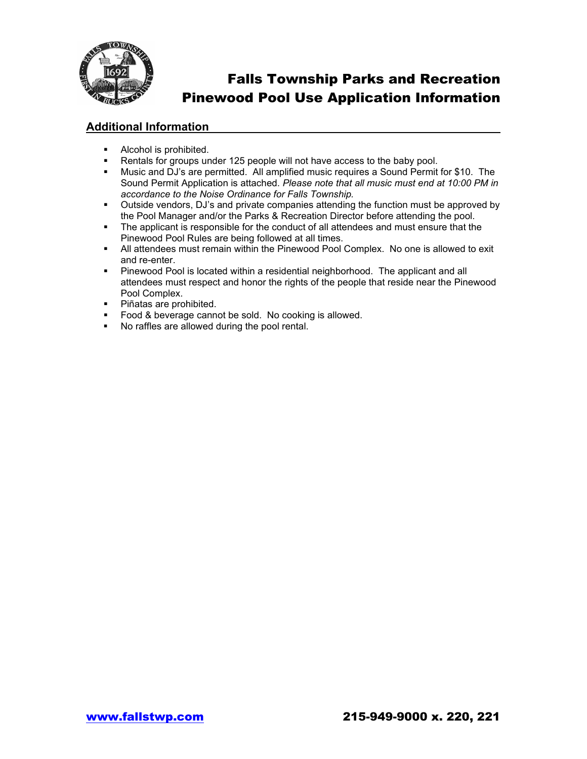# Falls Township Parks and Recreation
# Pinewood Pool Use Application Information

## Additional Information

- Alcohol is prohibited.
- Rentals for groups under 125 people will not have access to the baby pool.
- Music and DJ's are permitted. All amplified music requires a Sound Permit for $10. The Sound Permit Application is attached. *Please note that all music must end at 10:00 PM in accordance to the Noise Ordinance for Falls Township.*
- Outside vendors, DJ's and private companies attending the function must be approved by the Pool Manager and/or the Parks & Recreation Director before attending the pool.
- The applicant is responsible for the conduct of all attendees and must ensure that the Pinewood Pool Rules are being followed at all times.
- All attendees must remain within the Pinewood Pool Complex. No one is allowed to exit and re-enter.
- Pinewood Pool is located within a residential neighborhood. The applicant and all attendees must respect and honor the rights of the people that reside near the Pinewood Pool Complex.
- Piñatas are prohibited.
- Food & beverage cannot be sold. No cooking is allowed.
- No raffles are allowed during the pool rental.

**www.fallstwp.com** **215-949-9000 x. 220, 221**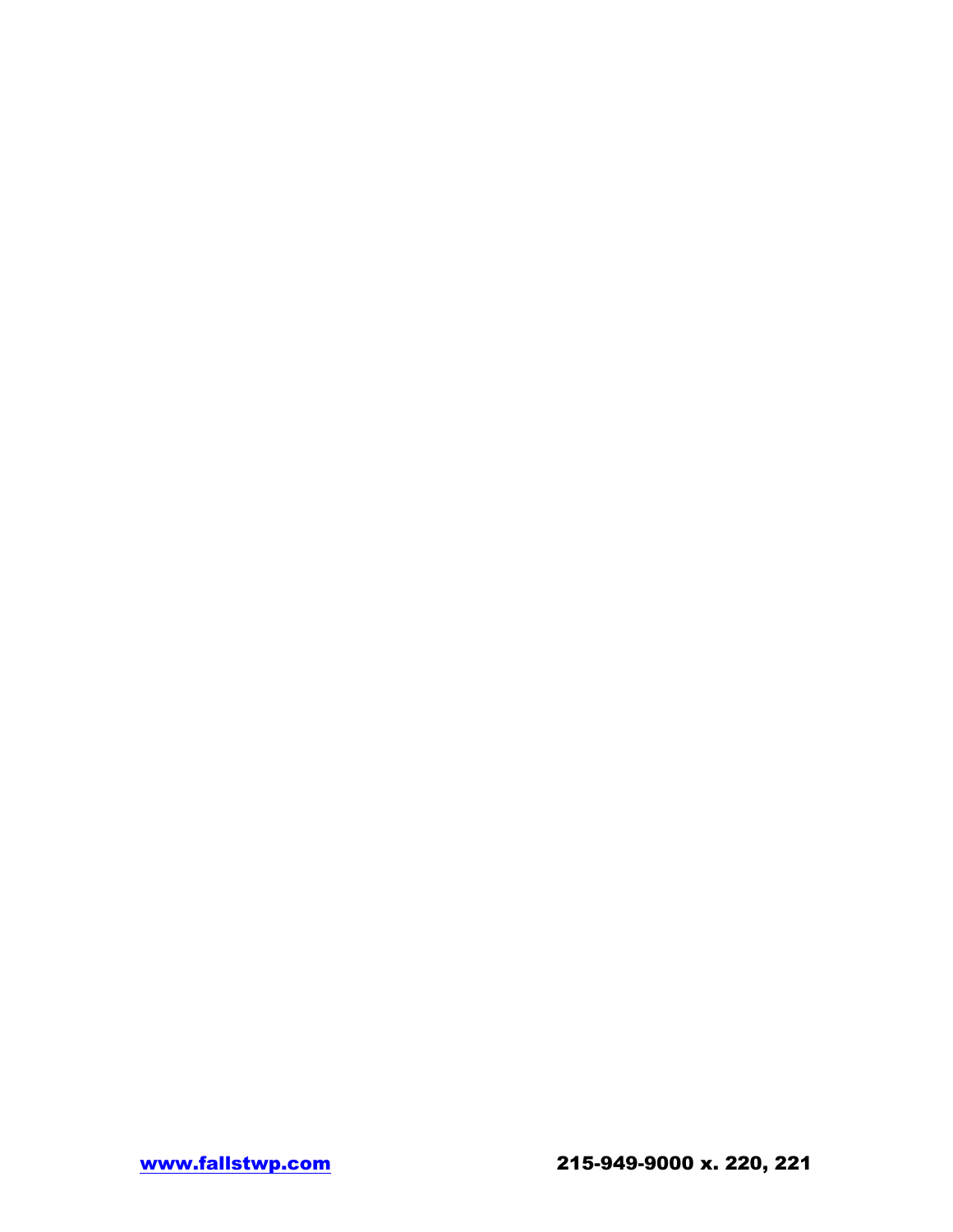www.fallstwp.com 215-949-9000 x. 220, 221